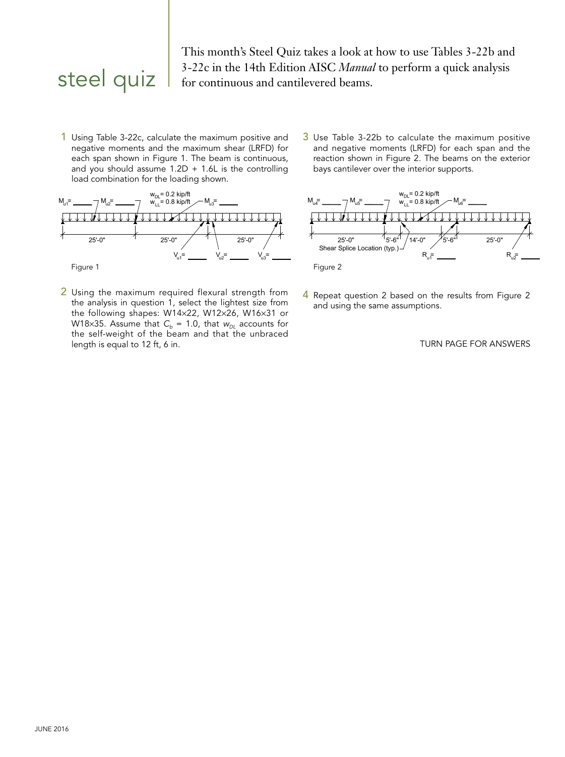# steel quiz

This month's Steel Quiz takes a look at how to use Tables 3-22b and 3-22c in the 14th Edition AISC *Manual* to perform a quick analysis for continuous and cantilevered beams.

**1** Using Table 3-22c, calculate the maximum positive and negative moments and the maximum shear (LRFD) for each span shown in Figure 1. The beam is continuous, and you should assume 1.2D + 1.6L is the controlling load combination for the loading shown.

$M_{u1}$= ____ $M_{u2}$= ____ $w_{DL}$= 0.2 kip/ft $w_{LL}$= 0.8 kip/ft $M_{u3}$= ____

25'-0" 25'-0" 25'-0"

$V_{u1}$= ____ $V_{u2}$= ____ $V_{u3}$= ____

Figure 1

**2** Using the maximum required flexural strength from the analysis in question 1, select the lightest size from the following shapes: W14×22, W12×26, W16×31 or W18×35. Assume that $C_b$ = 1.0, that $w_{DL}$ accounts for the self-weight of the beam and that the unbraced length is equal to 12 ft, 6 in.

**3** Use Table 3-22b to calculate the maximum positive and negative moments (LRFD) for each span and the reaction shown in Figure 2. The beams on the exterior bays cantilever over the interior supports.

$M_{u4}$= ____ $M_{u5}$= ____ $w_{DL}$= 0.2 kip/ft $w_{LL}$= 0.8 kip/ft $M_{u6}$= ____

25'-0" 5'-6" 14'-0" 5'-6" 25'-0"

Shear Splice Location (typ.)

$R_{u1}$= ____ $R_{u2}$= ____

Figure 2

**4** Repeat question 2 based on the results from Figure 2 and using the same assumptions.

TURN PAGE FOR ANSWERS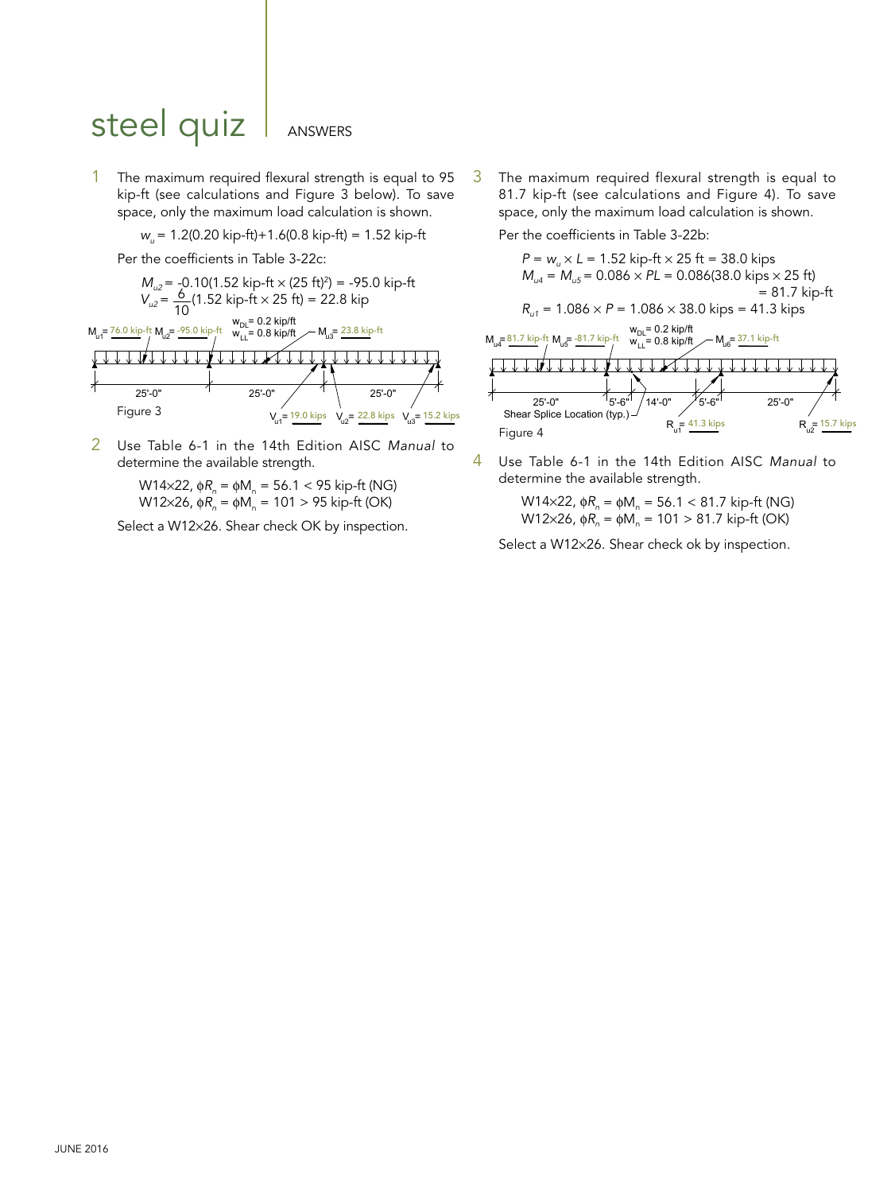# steel quiz

ANSWERS

1 The maximum required flexural strength is equal to 95 kip-ft (see calculations and Figure 3 below). To save space, only the maximum load calculation is shown.

$$w_u = 1.2(0.20 \text{ kip-ft})+1.6(0.8 \text{ kip-ft}) = 1.52 \text{ kip-ft}$$

Per the coefficients in Table 3-22c:

$$M_{u2} = -0.10(1.52 \text{ kip-ft} \times (25 \text{ ft})^2) = -95.0 \text{ kip-ft}$$

$$V_{u2} = \frac{6}{10}(1.52 \text{ kip-ft} \times 25 \text{ ft}) = 22.8 \text{ kip}$$

$M_{u1}$ = 76.0 kip-ft
$M_{u2}$ = -95.0 kip-ft
$w_{DL}$ = 0.2 kip/ft
$w_{LL}$ = 0.8 kip/ft
$M_{u3}$ = 23.8 kip-ft
25'-0"
25'-0"
25'-0"
$V_{u1}$ = 19.0 kips
$V_{u2}$ = 22.8 kips
$V_{u3}$ = 15.2 kips

Figure 3

2 Use Table 6-1 in the 14th Edition AISC *Manual* to determine the available strength.

W14×22, $\phi R_n = \phi M_n$ = 56.1 < 95 kip-ft (NG)
W12×26, $\phi R_n = \phi M_n$ = 101 > 95 kip-ft (OK)

Select a W12×26. Shear check OK by inspection.

3 The maximum required flexural strength is equal to 81.7 kip-ft (see calculations and Figure 4). To save space, only the maximum load calculation is shown.

Per the coefficients in Table 3-22b:

$$P = w_u \times L = 1.52 \text{ kip-ft} \times 25 \text{ ft} = 38.0 \text{ kips}$$

$$M_{u4} = M_{u5} = 0.086 \times PL = 0.086(38.0 \text{ kips} \times 25 \text{ ft}) = 81.7 \text{ kip-ft}$$

$$R_{u1} = 1.086 \times P = 1.086 \times 38.0 \text{ kips} = 41.3 \text{ kips}$$

$M_{u4}$ = 81.7 kip-ft
$M_{u5}$ = -81.7 kip-ft
$w_{DL}$ = 0.2 kip/ft
$w_{LL}$ = 0.8 kip/ft
$M_{u6}$ = 37.1 kip-ft
25'-0"
5'-6"
14'-0"
5'-6"
25'-0"
Shear Splice Location (typ.)
$R_{u1}$ = 41.3 kips
$R_{u2}$ = 15.7 kips

Figure 4

4 Use Table 6-1 in the 14th Edition AISC *Manual* to determine the available strength.

W14×22, $\phi R_n = \phi M_n$ = 56.1 < 81.7 kip-ft (NG)
W12×26, $\phi R_n = \phi M_n$ = 101 > 81.7 kip-ft (OK)

Select a W12×26. Shear check ok by inspection.